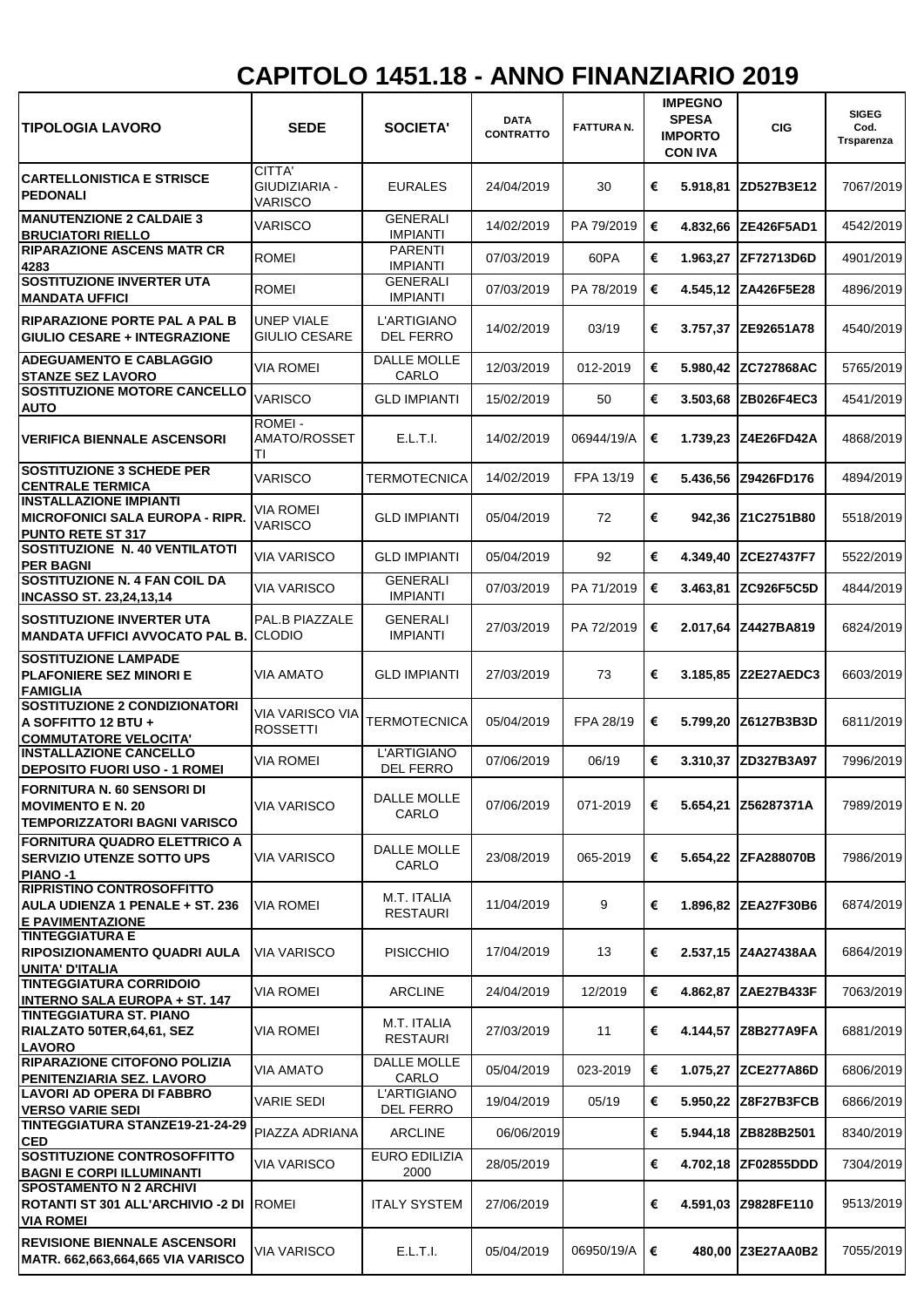# CAPITOLO 1451.18 - ANNO FINANZIARIO 2019

| TIPOLOGIA LAVORO | SEDE | SOCIETA' | DATA CONTRATTO | FATTURA N. | IMPEGNO SPESA IMPORTO CON IVA | CIG | SIGEG Cod. Trsparenza |
|---|---|---|---|---|---|---|---|
| CARTELLONISTICA E STRISCE PEDONALI | CITTA' GIUDIZIARIA - VARISCO | EURALES | 24/04/2019 | 30 | € 5.918,81 | ZD527B3E12 | 7067/2019 |
| MANUTENZIONE 2 CALDAIE 3 BRUCIATORI RIELLO | VARISCO | GENERALI IMPIANTI | 14/02/2019 | PA 79/2019 | € 4.832,66 | ZE426F5AD1 | 4542/2019 |
| RIPARAZIONE ASCENS MATR CR 4283 | ROMEI | PARENTI IMPIANTI | 07/03/2019 | 60PA | € 1.963,27 | ZF72713D6D | 4901/2019 |
| SOSTITUZIONE INVERTER UTA MANDATA UFFICI | ROMEI | GENERALI IMPIANTI | 07/03/2019 | PA 78/2019 | € 4.545,12 | ZA426F5E28 | 4896/2019 |
| RIPARAZIONE PORTE PAL A PAL B GIULIO CESARE + INTEGRAZIONE | UNEP VIALE GIULIO CESARE | L'ARTIGIANO DEL FERRO | 14/02/2019 | 03/19 | € 3.757,37 | ZE92651A78 | 4540/2019 |
| ADEGUAMENTO E CABLAGGIO STANZE SEZ LAVORO | VIA ROMEI | DALLE MOLLE CARLO | 12/03/2019 | 012-2019 | € 5.980,42 | ZC727868AC | 5765/2019 |
| SOSTITUZIONE MOTORE CANCELLO AUTO | VARISCO | GLD IMPIANTI | 15/02/2019 | 50 | € 3.503,68 | ZB026F4EC3 | 4541/2019 |
| VERIFICA BIENNALE ASCENSORI | ROMEI - AMATO/ROSSETTI | E.L.T.I. | 14/02/2019 | 06944/19/A | € 1.739,23 | Z4E26FD42A | 4868/2019 |
| SOSTITUZIONE 3 SCHEDE PER CENTRALE TERMICA | VARISCO | TERMOTECNICA | 14/02/2019 | FPA 13/19 | € 5.436,56 | Z9426FD176 | 4894/2019 |
| INSTALLAZIONE IMPIANTI MICROFONICI SALA EUROPA - RIPR. PUNTO RETE ST 317 | VIA ROMEI VARISCO | GLD IMPIANTI | 05/04/2019 | 72 | € 942,36 | Z1C2751B80 | 5518/2019 |
| SOSTITUZIONE N. 40 VENTILATOTI PER BAGNI | VIA VARISCO | GLD IMPIANTI | 05/04/2019 | 92 | € 4.349,40 | ZCE27437F7 | 5522/2019 |
| SOSTITUZIONE N. 4 FAN COIL DA INCASSO ST. 23,24,13,14 | VIA VARISCO | GENERALI IMPIANTI | 07/03/2019 | PA 71/2019 | € 3.463,81 | ZC926F5C5D | 4844/2019 |
| SOSTITUZIONE INVERTER UTA MANDATA UFFICI AVVOCATO PAL B. | PAL.B PIAZZALE CLODIO | GENERALI IMPIANTI | 27/03/2019 | PA 72/2019 | € 2.017,64 | Z4427BA819 | 6824/2019 |
| SOSTITUZIONE LAMPADE PLAFONIERE SEZ MINORI E FAMIGLIA | VIA AMATO | GLD IMPIANTI | 27/03/2019 | 73 | € 3.185,85 | Z2E27AEDC3 | 6603/2019 |
| SOSTITUZIONE 2 CONDIZIONATORI A SOFFITTO 12 BTU + COMMUTATORE VELOCITA' | VIA VARISCO VIA ROSSETTI | TERMOTECNICA | 05/04/2019 | FPA 28/19 | € 5.799,20 | Z6127B3B3D | 6811/2019 |
| INSTALLAZIONE CANCELLO DEPOSITO FUORI USO - 1 ROMEI | VIA ROMEI | L'ARTIGIANO DEL FERRO | 07/06/2019 | 06/19 | € 3.310,37 | ZD327B3A97 | 7996/2019 |
| FORNITURA N. 60 SENSORI DI MOVIMENTO E N. 20 TEMPORIZZATORI BAGNI VARISCO | VIA VARISCO | DALLE MOLLE CARLO | 07/06/2019 | 071-2019 | € 5.654,21 | Z56287371A | 7989/2019 |
| FORNITURA QUADRO ELETTRICO A SERVIZIO UTENZE SOTTO UPS PIANO -1 | VIA VARISCO | DALLE MOLLE CARLO | 23/08/2019 | 065-2019 | € 5.654,22 | ZFA288070B | 7986/2019 |
| RIPRISTINO CONTROSOFFITTO AULA UDIENZA 1 PENALE + ST. 236 E PAVIMENTAZIONE | VIA ROMEI | M.T. ITALIA RESTAURI | 11/04/2019 | 9 | € 1.896,82 | ZEA27F30B6 | 6874/2019 |
| TINTEGGIATURA E RIPOSIZIONAMENTO QUADRI AULA UNITA' D'ITALIA | VIA VARISCO | PISICCHIO | 17/04/2019 | 13 | € 2.537,15 | Z4A27438AA | 6864/2019 |
| TINTEGGIATURA CORRIDOIO INTERNO SALA EUROPA + ST. 147 | VIA ROMEI | ARCLINE | 24/04/2019 | 12/2019 | € 4.862,87 | ZAE27B433F | 7063/2019 |
| TINTEGGIATURA ST. PIANO RIALZATO 50TER,64,61, SEZ LAVORO | VIA ROMEI | M.T. ITALIA RESTAURI | 27/03/2019 | 11 | € 4.144,57 | Z8B277A9FA | 6881/2019 |
| RIPARAZIONE CITOFONO POLIZIA PENITENZIARIA SEZ. LAVORO | VIA AMATO | DALLE MOLLE CARLO | 05/04/2019 | 023-2019 | € 1.075,27 | ZCE277A86D | 6806/2019 |
| LAVORI AD OPERA DI FABBRO VERSO VARIE SEDI | VARIE SEDI | L'ARTIGIANO DEL FERRO | 19/04/2019 | 05/19 | € 5.950,22 | Z8F27B3FCB | 6866/2019 |
| TINTEGGIATURA STANZE19-21-24-29 CED | PIAZZA ADRIANA | ARCLINE | 06/06/2019 | | € 5.944,18 | ZB828B2501 | 8340/2019 |
| SOSTITUZIONE CONTROSOFFITTO BAGNI E CORPI ILLUMINANTI | VIA VARISCO | EURO EDILIZIA 2000 | 28/05/2019 | | € 4.702,18 | ZF02855DDD | 7304/2019 |
| SPOSTAMENTO N 2 ARCHIVI ROTANTI ST 301 ALL'ARCHIVIO -2 DI VIA ROMEI | ROMEI | ITALY SYSTEM | 27/06/2019 | | € 4.591,03 | Z9828FE110 | 9513/2019 |
| REVISIONE BIENNALE ASCENSORI MATR. 662,663,664,665 VIA VARISCO | VIA VARISCO | E.L.T.I. | 05/04/2019 | 06950/19/A | € 480,00 | Z3E27AA0B2 | 7055/2019 |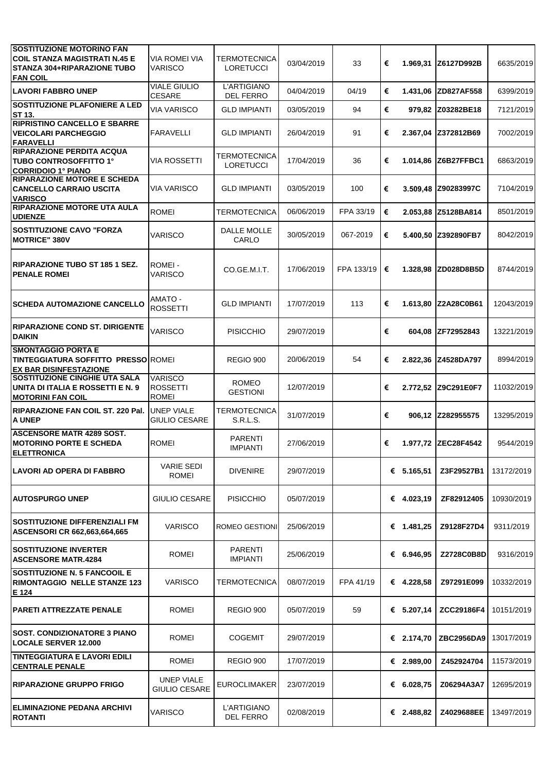| | | | | | | | |
|---|---|---|---|---|---|---|---|
| **SOSTITUZIONE MOTORINO FAN COIL STANZA MAGISTRATI N.45 E STANZA 304+RIPARAZIONE TUBO FAN COIL** | VIA ROMEI VIA VARISCO | TERMOTECNICA LORETUCCI | 03/04/2019 | 33 | € **1.969,31** | **Z6127D992B** | 6635/2019 |
| **LAVORI FABBRO UNEP** | VIALE GIULIO CESARE | L'ARTIGIANO DEL FERRO | 04/04/2019 | 04/19 | € **1.431,06** | **ZD827AF558** | 6399/2019 |
| **SOSTITUZIONE PLAFONIERE A LED ST 13.** | VIA VARISCO | GLD IMPIANTI | 03/05/2019 | 94 | € **979,82** | **Z03282BE18** | 7121/2019 |
| **RIPRISTINO CANCELLO E SBARRE VEICOLARI PARCHEGGIO FARAVELLI** | FARAVELLI | GLD IMPIANTI | 26/04/2019 | 91 | € **2.367,04** | **Z372812B69** | 7002/2019 |
| **RIPARAZIONE PERDITA ACQUA TUBO CONTROSOFFITTO 1° CORRIDOIO 1° PIANO** | VIA ROSSETTI | TERMOTECNICA LORETUCCI | 17/04/2019 | 36 | € **1.014,86** | **Z6B27FFBC1** | 6863/2019 |
| **RIPARAZIONE MOTORE E SCHEDA CANCELLO CARRAIO USCITA VARISCO** | VIA VARISCO | GLD IMPIANTI | 03/05/2019 | 100 | € **3.509,48** | **Z90283997C** | 7104/2019 |
| **RIPARAZIONE MOTORE UTA AULA UDIENZE** | ROMEI | TERMOTECNICA | 06/06/2019 | FPA 33/19 | € **2.053,88** | **Z5128BA814** | 8501/2019 |
| **SOSTITUZIONE CAVO "FORZA MOTRICE" 380V** | VARISCO | DALLE MOLLE CARLO | 30/05/2019 | 067-2019 | € **5.400,50** | **Z392890FB7** | 8042/2019 |
| **RIPARAZIONE TUBO ST 185 1 SEZ. PENALE ROMEI** | ROMEI - VARISCO | CO.GE.M.I.T. | 17/06/2019 | FPA 133/19 | € **1.328,98** | **ZD028D8B5D** | 8744/2019 |
| **SCHEDA AUTOMAZIONE CANCELLO** | AMATO - ROSSETTI | GLD IMPIANTI | 17/07/2019 | 113 | € **1.613,80** | **Z2A28C0B61** | 12043/2019 |
| **RIPARAZIONE COND ST. DIRIGENTE DAIKIN** | VARISCO | PISICCHIO | 29/07/2019 | | € **604,08** | **ZF72952843** | 13221/2019 |
| **SMONTAGGIO PORTA E TINTEGGIATURA SOFFITTO PRESSO EX BAR DISINFESTAZIONE** | ROMEI | REGIO 900 | 20/06/2019 | 54 | € **2.822,36** | **Z4528DA797** | 8994/2019 |
| **SOSTITUZIONE CINGHIE UTA SALA UNITA DI ITALIA E ROSSETTI E N. 9 MOTORINI FAN COIL** | VARISCO ROSSETTI ROMEI | ROMEO GESTIONI | 12/07/2019 | | € **2.772,52** | **Z9C291E0F7** | 11032/2019 |
| **RIPARAZIONE FAN COIL ST. 220 Pal. A UNEP** | UNEP VIALE GIULIO CESARE | TERMOTECNICA S.R.L.S. | 31/07/2019 | | € **906,12** | **Z282955575** | 13295/2019 |
| **ASCENSORE MATR 4289 SOST. MOTORINO PORTE E SCHEDA ELETTRONICA** | ROMEI | PARENTI IMPIANTI | 27/06/2019 | | € **1.977,72** | **ZEC28F4542** | 9544/2019 |
| **LAVORI AD OPERA DI FABBRO** | VARIE SEDI ROMEI | DIVENIRE | 29/07/2019 | | € **5.165,51** | **Z3F29527B1** | 13172/2019 |
| **AUTOSPURGO UNEP** | GIULIO CESARE | PISICCHIO | 05/07/2019 | | € **4.023,19** | **ZF82912405** | 10930/2019 |
| **SOSTITUZIONE DIFFERENZIALI FM ASCENSORI CR 662,663,664,665** | VARISCO | ROMEO GESTIONI | 25/06/2019 | | € **1.481,25** | **Z9128F27D4** | 9311/2019 |
| **SOSTITUZIONE INVERTER ASCENSORE MATR.4284** | ROMEI | PARENTI IMPIANTI | 25/06/2019 | | € **6.946,95** | **Z2728C0B8D** | 9316/2019 |
| **SOSTITUZIONE N. 5 FANCOOIL E RIMONTAGGIO NELLE STANZE 123 E 124** | VARISCO | TERMOTECNICA | 08/07/2019 | FPA 41/19 | € **4.228,58** | **Z97291E099** | 10332/2019 |
| **PARETI ATTREZZATE PENALE** | ROMEI | REGIO 900 | 05/07/2019 | 59 | € **5.207,14** | **ZCC29186F4** | 10151/2019 |
| **SOST. CONDIZIONATORE 3 PIANO LOCALE SERVER 12.000** | ROMEI | COGEMIT | 29/07/2019 | | € **2.174,70** | **ZBC2956DA9** | 13017/2019 |
| **TINTEGGIATURA E LAVORI EDILI CENTRALE PENALE** | ROMEI | REGIO 900 | 17/07/2019 | | € **2.989,00** | **Z452924704** | 11573/2019 |
| **RIPARAZIONE GRUPPO FRIGO** | UNEP VIALE GIULIO CESARE | EUROCLIMAKER | 23/07/2019 | | € **6.028,75** | **Z06294A3A7** | 12695/2019 |
| **ELIMINAZIONE PEDANA ARCHIVI ROTANTI** | VARISCO | L'ARTIGIANO DEL FERRO | 02/08/2019 | | € **2.488,82** | **Z4029688EE** | 13497/2019 |